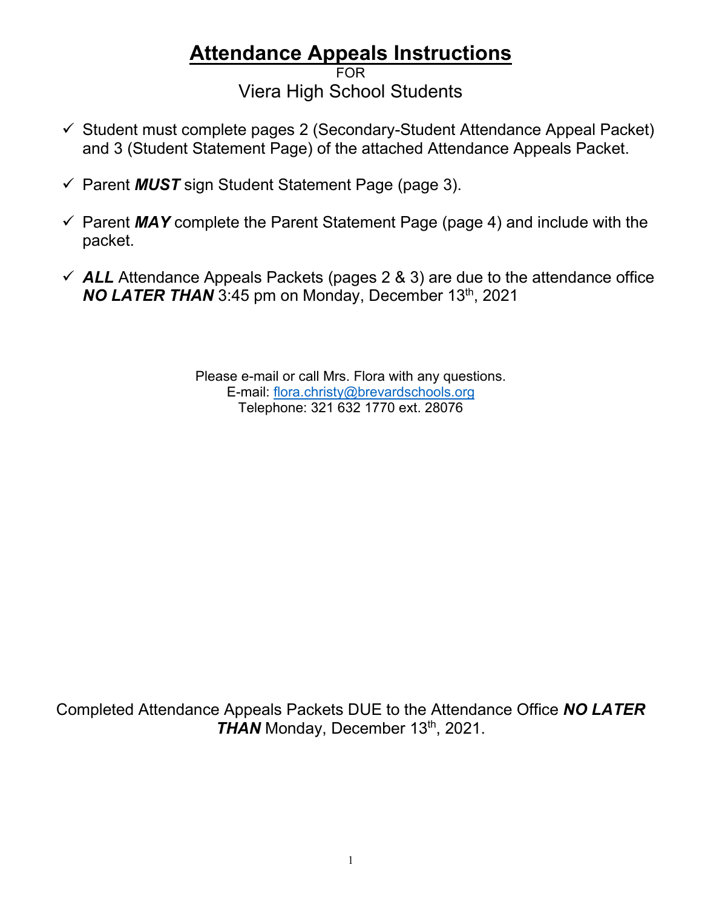# Attendance Appeals Instructions

FOR

Viera High School Students

- ✓ Student must complete pages 2 (Secondary-Student Attendance Appeal Packet) and 3 (Student Statement Page) of the attached Attendance Appeals Packet.
- ✓ Parent ***MUST*** sign Student Statement Page (page 3).
- ✓ Parent ***MAY*** complete the Parent Statement Page (page 4) and include with the packet.
- ✓ ***ALL*** Attendance Appeals Packets (pages 2 & 3) are due to the attendance office ***NO LATER THAN*** 3:45 pm on Monday, December 13th, 2021

Please e-mail or call Mrs. Flora with any questions.
E-mail: flora.christy@brevardschools.org
Telephone: 321 632 1770 ext. 28076

Completed Attendance Appeals Packets DUE to the Attendance Office ***NO LATER THAN*** Monday, December 13th, 2021.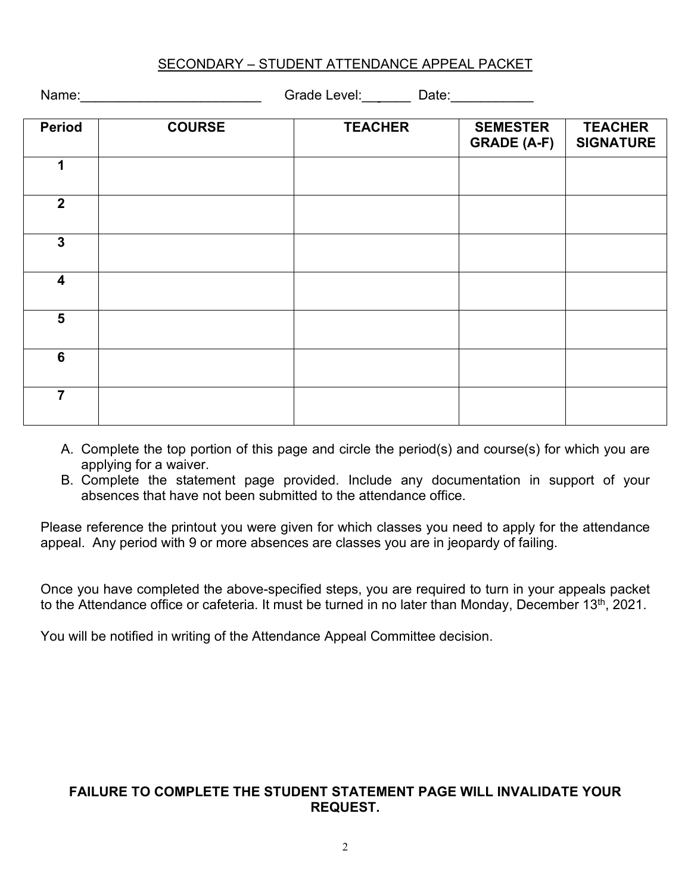SECONDARY – STUDENT ATTENDANCE APPEAL PACKET

Name:_________________________ Grade Level:_______ Date:___________

| Period | COURSE | TEACHER | SEMESTER GRADE (A-F) | TEACHER SIGNATURE |
|---|---|---|---|---|
| 1 | | | | |
| 2 | | | | |
| 3 | | | | |
| 4 | | | | |
| 5 | | | | |
| 6 | | | | |
| 7 | | | | |

A. Complete the top portion of this page and circle the period(s) and course(s) for which you are applying for a waiver.
B. Complete the statement page provided. Include any documentation in support of your absences that have not been submitted to the attendance office.

Please reference the printout you were given for which classes you need to apply for the attendance appeal. Any period with 9 or more absences are classes you are in jeopardy of failing.

Once you have completed the above-specified steps, you are required to turn in your appeals packet to the Attendance office or cafeteria. It must be turned in no later than Monday, December 13th, 2021.

You will be notified in writing of the Attendance Appeal Committee decision.

**FAILURE TO COMPLETE THE STUDENT STATEMENT PAGE WILL INVALIDATE YOUR REQUEST.**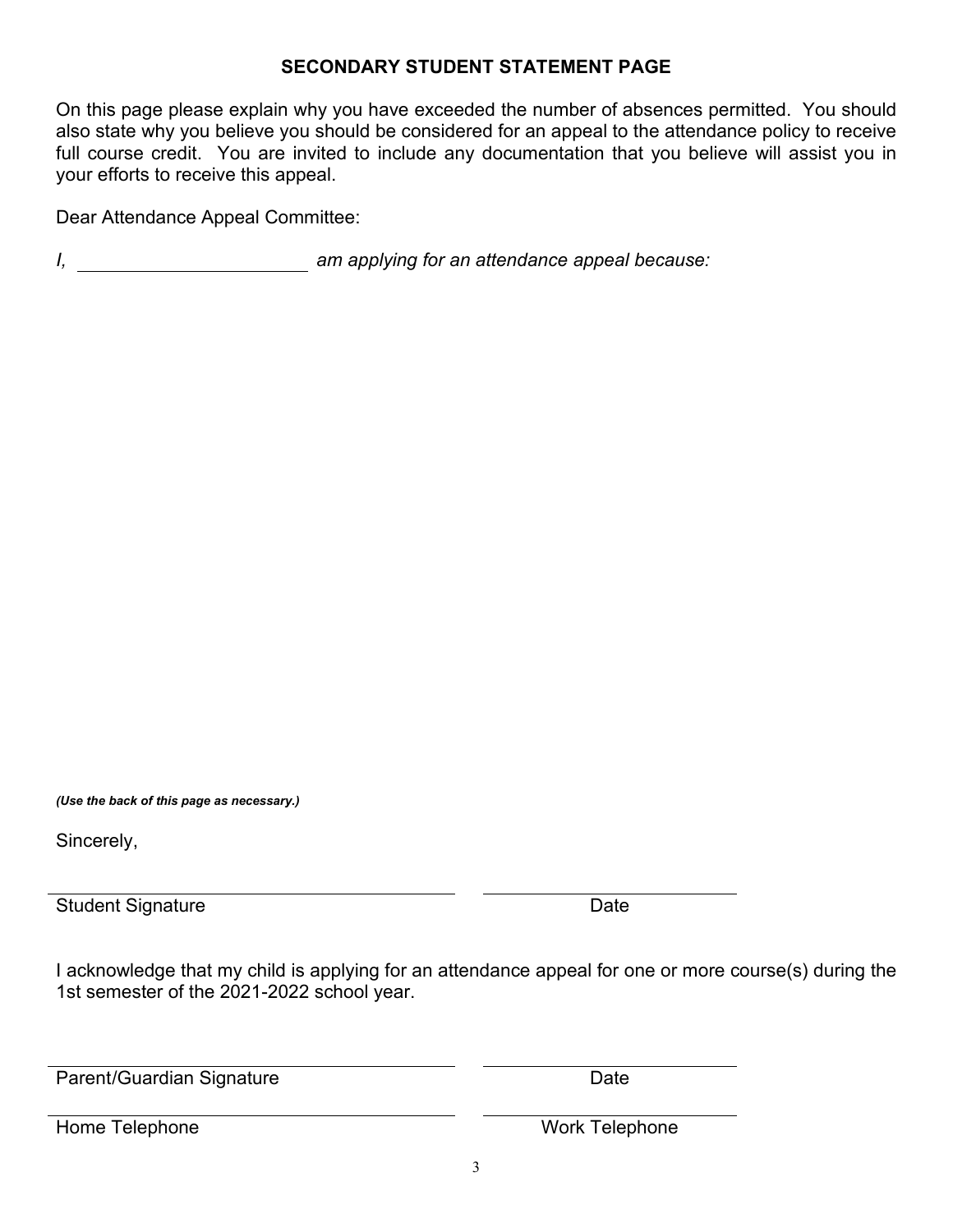## SECONDARY STUDENT STATEMENT PAGE

On this page please explain why you have exceeded the number of absences permitted. You should also state why you believe you should be considered for an appeal to the attendance policy to receive full course credit. You are invited to include any documentation that you believe will assist you in your efforts to receive this appeal.

Dear Attendance Appeal Committee:

*I, ______________________ am applying for an attendance appeal because:*

***(Use the back of this page as necessary.)***

Sincerely,

_______________________________________ ________________________

Student Signature Date

I acknowledge that my child is applying for an attendance appeal for one or more course(s) during the 1st semester of the 2021-2022 school year.

_______________________________________ ________________________

Parent/Guardian Signature Date

_______________________________________ ________________________

Home Telephone Work Telephone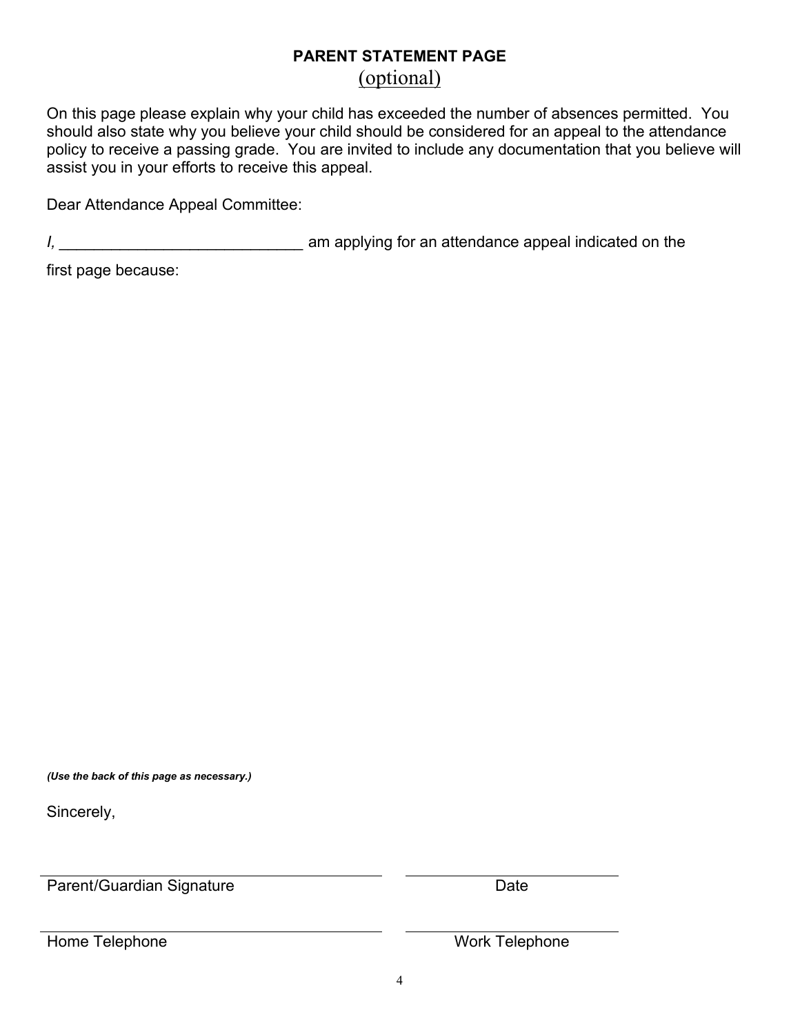## PARENT STATEMENT PAGE

(optional)

On this page please explain why your child has exceeded the number of absences permitted. You should also state why you believe your child should be considered for an appeal to the attendance policy to receive a passing grade. You are invited to include any documentation that you believe will assist you in your efforts to receive this appeal.

Dear Attendance Appeal Committee:

*I,* ____________________________ am applying for an attendance appeal indicated on the first page because:

***(Use the back of this page as necessary.)***

Sincerely,

| | |
|---|---|
| Parent/Guardian Signature | Date |
| Home Telephone | Work Telephone |